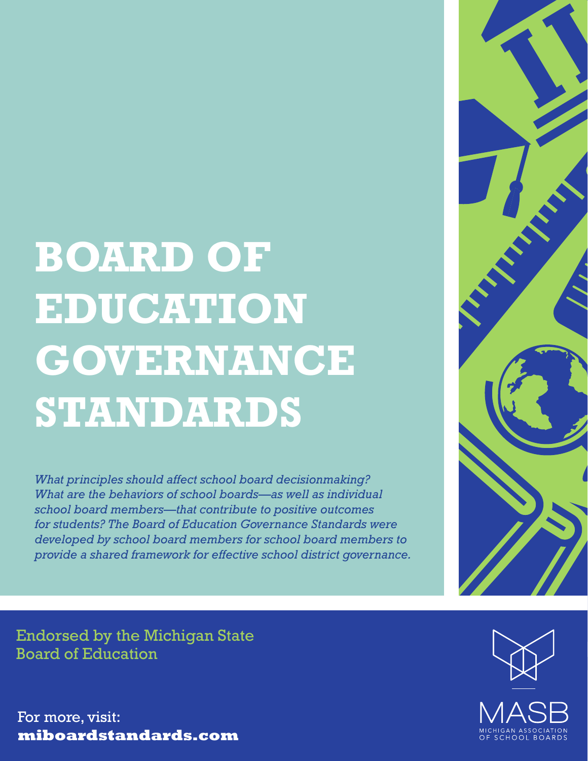# BOARD OF EDUCATION GOVERNANCE STANDARDS

*What principles should affect school board decisionmaking? What are the behaviors of school boards—as well as individual school board members—that contribute to positive outcomes for students? The Board of Education Governance Standards were developed by school board members for school board members to provide a shared framework for effective school district governance.*

Endorsed by the Michigan State Board of Education

For more, visit:
**miboardstandards.com**

MASB
MICHIGAN ASSOCIATION OF SCHOOL BOARDS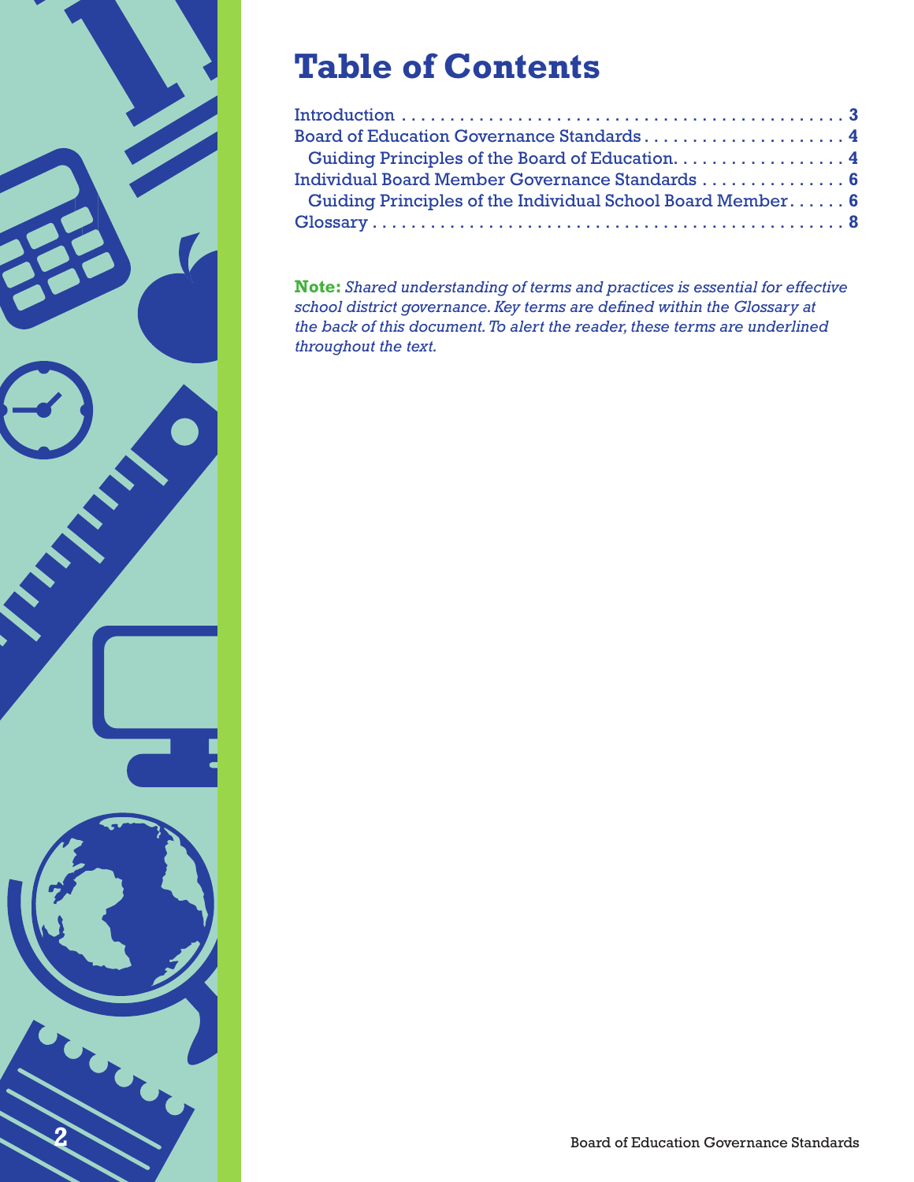# Table of Contents

Introduction . . . . . . . . . . . . . . . . . . . . . . . . . . . . . . . . . . . . . . . . . . . . . . . **3**
Board of Education Governance Standards . . . . . . . . . . . . . . . . . . . . . . **4**
 Guiding Principles of the Board of Education. . . . . . . . . . . . . . . . . . . **4**
Individual Board Member Governance Standards . . . . . . . . . . . . . . . **6**
 Guiding Principles of the Individual School Board Member . . . . . . **6**
Glossary . . . . . . . . . . . . . . . . . . . . . . . . . . . . . . . . . . . . . . . . . . . . . . . . . . **8**

**Note:** *Shared understanding of terms and practices is essential for effective school district governance. Key terms are defined within the Glossary at the back of this document. To alert the reader, these terms are underlined throughout the text.*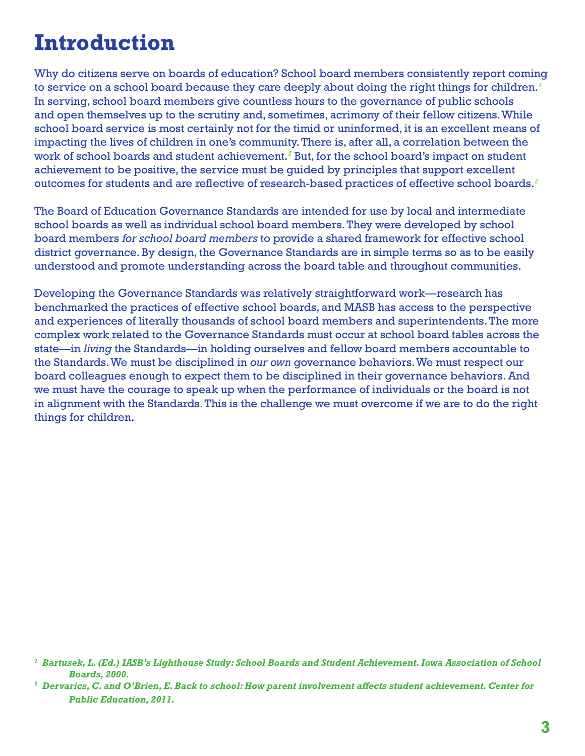# Introduction

Why do citizens serve on boards of education? School board members consistently report coming to service on a school board because they care deeply about doing the right things for children.[1] In serving, school board members give countless hours to the governance of public schools and open themselves up to the scrutiny and, sometimes, acrimony of their fellow citizens. While school board service is most certainly not for the timid or uninformed, it is an excellent means of impacting the lives of children in one's community. There is, after all, a correlation between the work of school boards and student achievement.[2] But, for the school board's impact on student achievement to be positive, the service must be guided by principles that support excellent outcomes for students and are reflective of research-based practices of effective school boards.[2]

The Board of Education Governance Standards are intended for use by local and intermediate school boards as well as individual school board members. They were developed by school board members *for school board members* to provide a shared framework for effective school district governance. By design, the Governance Standards are in simple terms so as to be easily understood and promote understanding across the board table and throughout communities.

Developing the Governance Standards was relatively straightforward work—research has benchmarked the practices of effective school boards, and MASB has access to the perspective and experiences of literally thousands of school board members and superintendents. The more complex work related to the Governance Standards must occur at school board tables across the state—in *living* the Standards—in holding ourselves and fellow board members accountable to the Standards. We must be disciplined in *our own* governance behaviors. We must respect our board colleagues enough to expect them to be disciplined in their governance behaviors. And we must have the courage to speak up when the performance of individuals or the board is not in alignment with the Standards. This is the challenge we must overcome if we are to do the right things for children.

[1] ***Bartusek, L. (Ed.) IASB's Lighthouse Study: School Boards and Student Achievement. Iowa Association of School Boards, 2000.***

[2] ***Dervarics, C. and O'Brien, E. Back to school: How parent involvement affects student achievement. Center for Public Education, 2011.***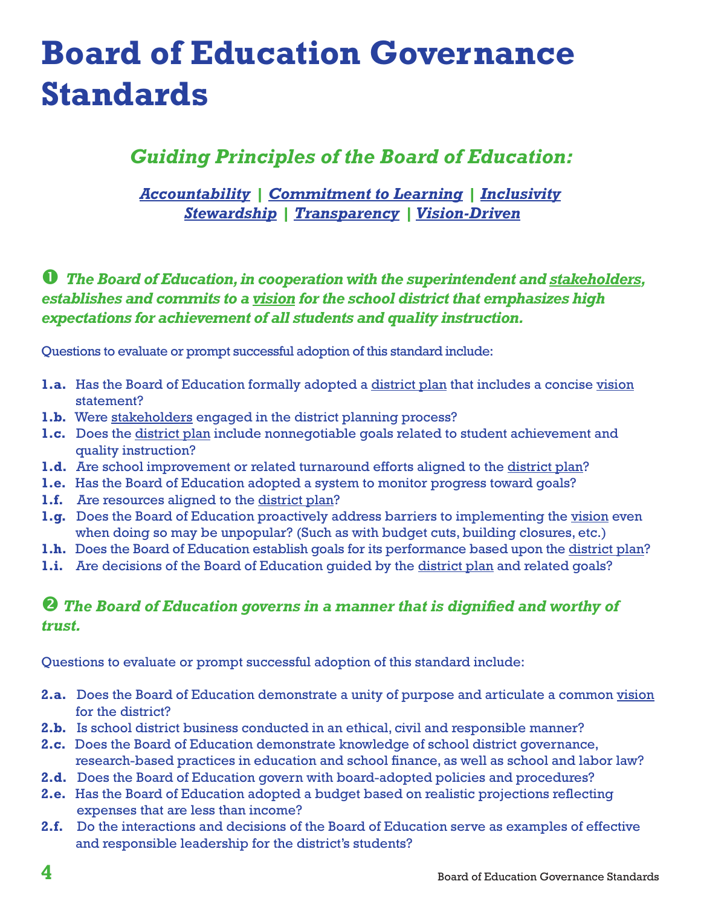# Board of Education Governance Standards

## *Guiding Principles of the Board of Education:*

***Accountability* | *Commitment to Learning* | *Inclusivity***
***Stewardship* | *Transparency* | *Vision-Driven***

### ❶ *The Board of Education, in cooperation with the superintendent and stakeholders, establishes and commits to a vision for the school district that emphasizes high expectations for achievement of all students and quality instruction.*

Questions to evaluate or prompt successful adoption of this standard include:

- **1.a.** Has the Board of Education formally adopted a district plan that includes a concise vision statement?
- **1.b.** Were stakeholders engaged in the district planning process?
- **1.c.** Does the district plan include nonnegotiable goals related to student achievement and quality instruction?
- **1.d.** Are school improvement or related turnaround efforts aligned to the district plan?
- **1.e.** Has the Board of Education adopted a system to monitor progress toward goals?
- **1.f.** Are resources aligned to the district plan?
- **1.g.** Does the Board of Education proactively address barriers to implementing the vision even when doing so may be unpopular? (Such as with budget cuts, building closures, etc.)
- **1.h.** Does the Board of Education establish goals for its performance based upon the district plan?
- **1.i.** Are decisions of the Board of Education guided by the district plan and related goals?

### ❷ *The Board of Education governs in a manner that is dignified and worthy of trust.*

Questions to evaluate or prompt successful adoption of this standard include:

- **2.a.** Does the Board of Education demonstrate a unity of purpose and articulate a common vision for the district?
- **2.b.** Is school district business conducted in an ethical, civil and responsible manner?
- **2.c.** Does the Board of Education demonstrate knowledge of school district governance, research-based practices in education and school finance, as well as school and labor law?
- **2.d.** Does the Board of Education govern with board-adopted policies and procedures?
- **2.e.** Has the Board of Education adopted a budget based on realistic projections reflecting expenses that are less than income?
- **2.f.** Do the interactions and decisions of the Board of Education serve as examples of effective and responsible leadership for the district's students?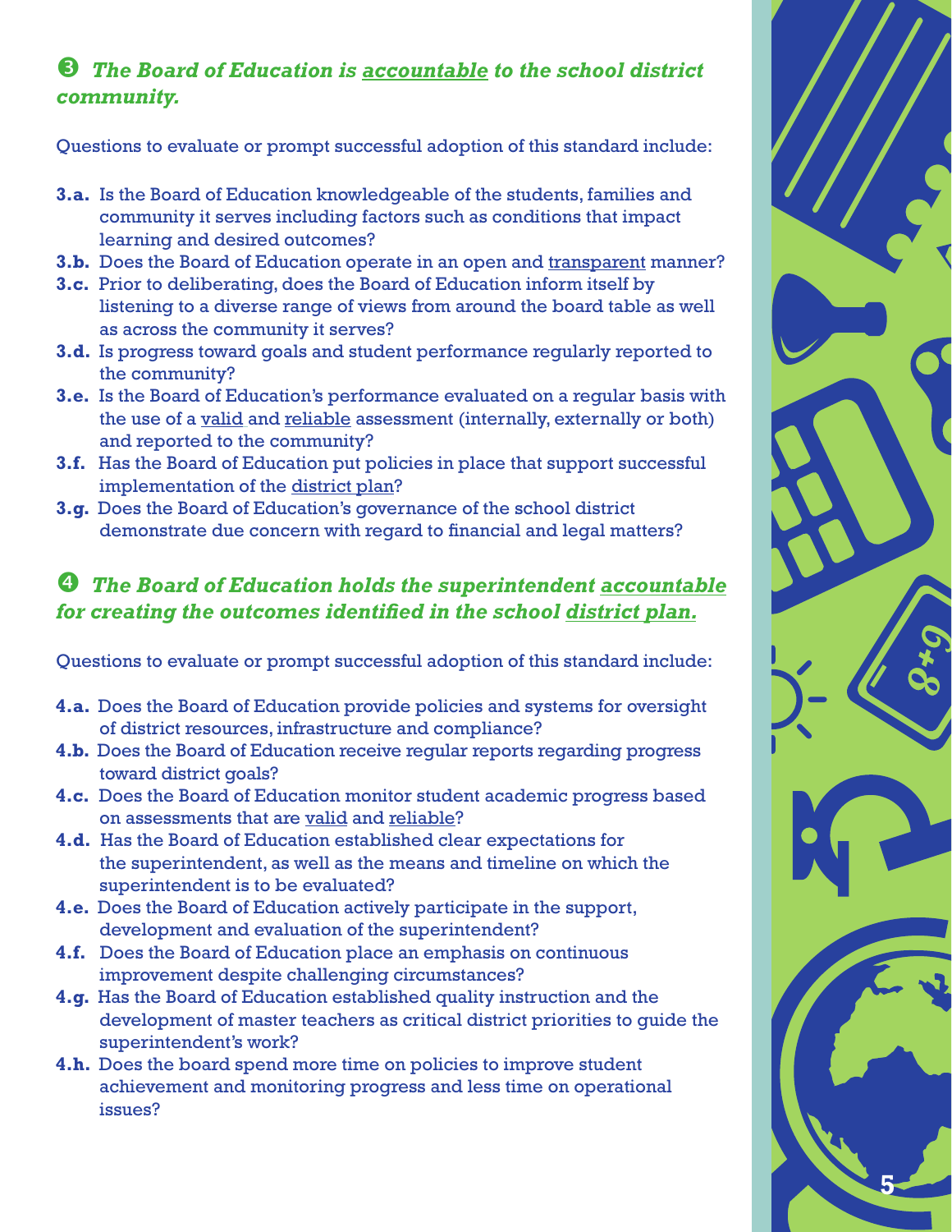## ❸ *The Board of Education is accountable to the school district community.*

Questions to evaluate or prompt successful adoption of this standard include:

- **3.a.** Is the Board of Education knowledgeable of the students, families and community it serves including factors such as conditions that impact learning and desired outcomes?
- **3.b.** Does the Board of Education operate in an open and transparent manner?
- **3.c.** Prior to deliberating, does the Board of Education inform itself by listening to a diverse range of views from around the board table as well as across the community it serves?
- **3.d.** Is progress toward goals and student performance regularly reported to the community?
- **3.e.** Is the Board of Education's performance evaluated on a regular basis with the use of a valid and reliable assessment (internally, externally or both) and reported to the community?
- **3.f.** Has the Board of Education put policies in place that support successful implementation of the district plan?
- **3.g.** Does the Board of Education's governance of the school district demonstrate due concern with regard to financial and legal matters?

## ❹ *The Board of Education holds the superintendent accountable for creating the outcomes identified in the school district plan.*

Questions to evaluate or prompt successful adoption of this standard include:

- **4.a.** Does the Board of Education provide policies and systems for oversight of district resources, infrastructure and compliance?
- **4.b.** Does the Board of Education receive regular reports regarding progress toward district goals?
- **4.c.** Does the Board of Education monitor student academic progress based on assessments that are valid and reliable?
- **4.d.** Has the Board of Education established clear expectations for the superintendent, as well as the means and timeline on which the superintendent is to be evaluated?
- **4.e.** Does the Board of Education actively participate in the support, development and evaluation of the superintendent?
- **4.f.** Does the Board of Education place an emphasis on continuous improvement despite challenging circumstances?
- **4.g.** Has the Board of Education established quality instruction and the development of master teachers as critical district priorities to guide the superintendent's work?
- **4.h.** Does the board spend more time on policies to improve student achievement and monitoring progress and less time on operational issues?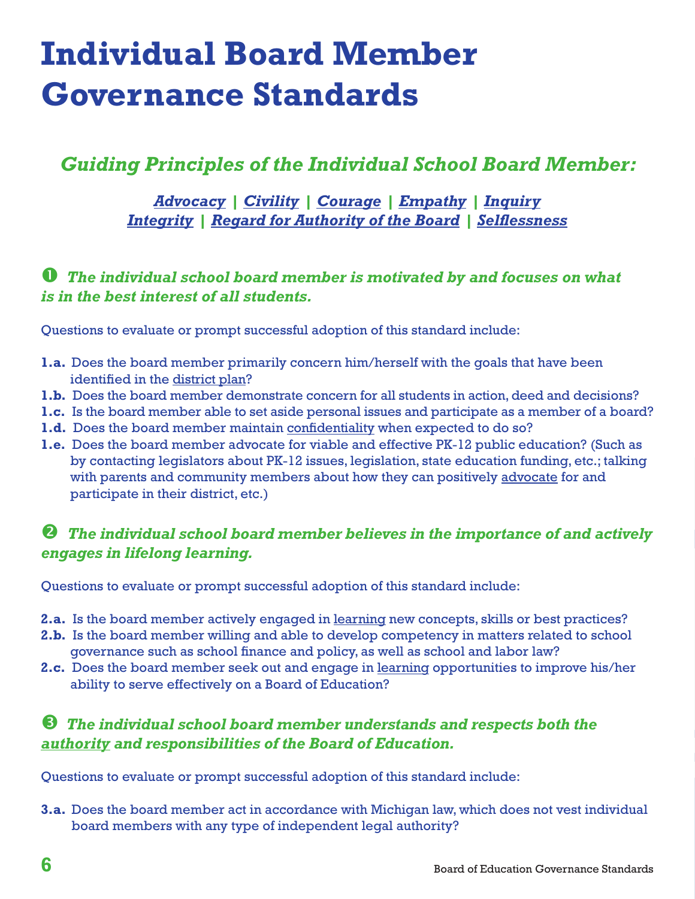# Individual Board Member Governance Standards

## *Guiding Principles of the Individual School Board Member:*

***Advocacy*** | ***Civility*** | ***Courage*** | ***Empathy*** | ***Inquiry***
***Integrity*** | ***Regard for Authority of the Board*** | ***Selflessness***

### ❶ *The individual school board member is motivated by and focuses on what is in the best interest of all students.*

Questions to evaluate or prompt successful adoption of this standard include:

**1.a.** Does the board member primarily concern him/herself with the goals that have been identified in the district plan?
**1.b.** Does the board member demonstrate concern for all students in action, deed and decisions?
**1.c.** Is the board member able to set aside personal issues and participate as a member of a board?
**1.d.** Does the board member maintain confidentiality when expected to do so?
**1.e.** Does the board member advocate for viable and effective PK-12 public education? (Such as by contacting legislators about PK-12 issues, legislation, state education funding, etc.; talking with parents and community members about how they can positively advocate for and participate in their district, etc.)

### ❷ *The individual school board member believes in the importance of and actively engages in lifelong learning.*

Questions to evaluate or prompt successful adoption of this standard include:

**2.a.** Is the board member actively engaged in learning new concepts, skills or best practices?
**2.b.** Is the board member willing and able to develop competency in matters related to school governance such as school finance and policy, as well as school and labor law?
**2.c.** Does the board member seek out and engage in learning opportunities to improve his/her ability to serve effectively on a Board of Education?

### ❸ *The individual school board member understands and respects both the authority and responsibilities of the Board of Education.*

Questions to evaluate or prompt successful adoption of this standard include:

**3.a.** Does the board member act in accordance with Michigan law, which does not vest individual board members with any type of independent legal authority?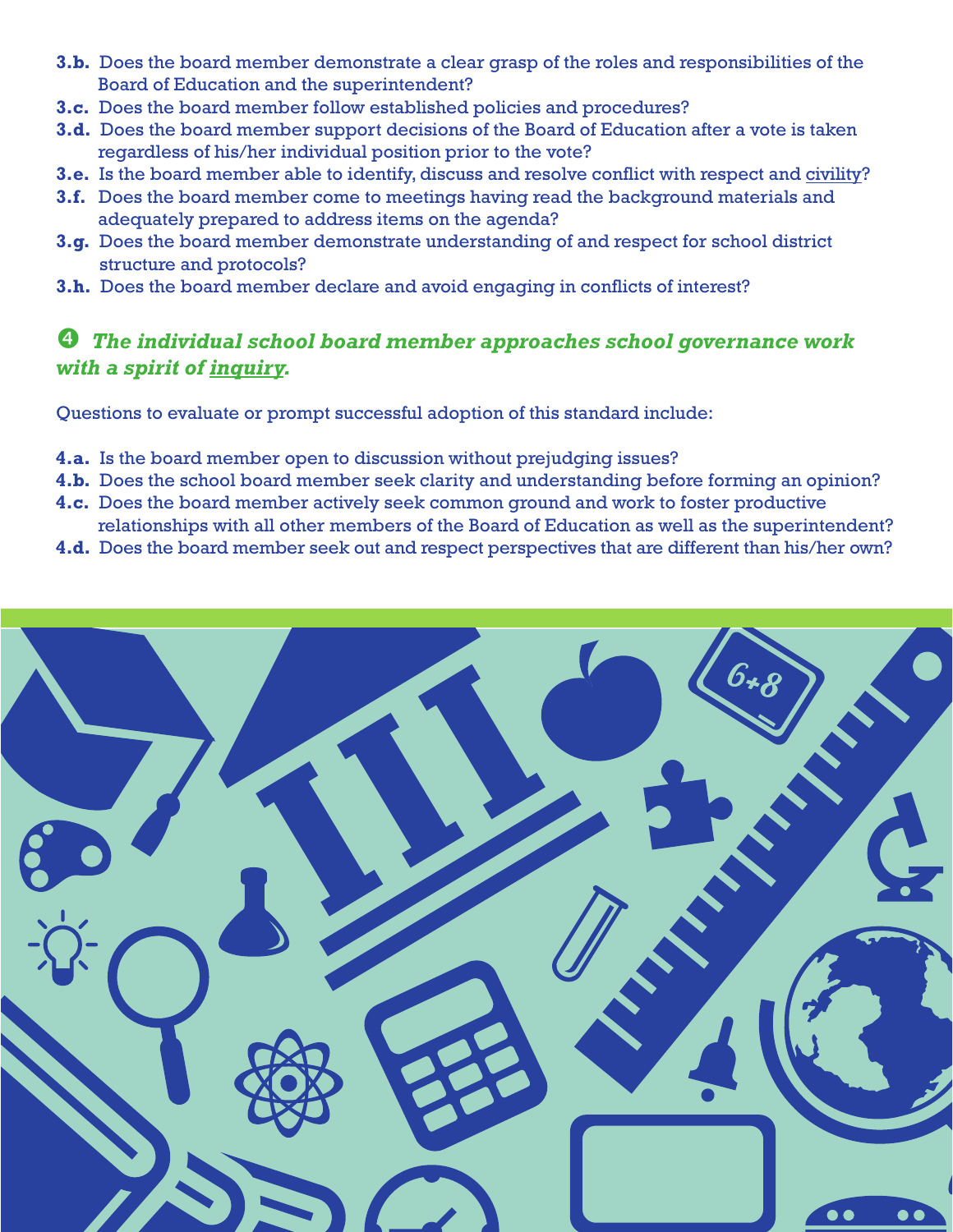**3.b.** Does the board member demonstrate a clear grasp of the roles and responsibilities of the Board of Education and the superintendent?

**3.c.** Does the board member follow established policies and procedures?

**3.d.** Does the board member support decisions of the Board of Education after a vote is taken regardless of his/her individual position prior to the vote?

**3.e.** Is the board member able to identify, discuss and resolve conflict with respect and civility?

**3.f.** Does the board member come to meetings having read the background materials and adequately prepared to address items on the agenda?

**3.g.** Does the board member demonstrate understanding of and respect for school district structure and protocols?

**3.h.** Does the board member declare and avoid engaging in conflicts of interest?

## ❹ *The individual school board member approaches school governance work with a spirit of inquiry.*

Questions to evaluate or prompt successful adoption of this standard include:

**4.a.** Is the board member open to discussion without prejudging issues?

**4.b.** Does the school board member seek clarity and understanding before forming an opinion?

**4.c.** Does the board member actively seek common ground and work to foster productive relationships with all other members of the Board of Education as well as the superintendent?

**4.d.** Does the board member seek out and respect perspectives that are different than his/her own?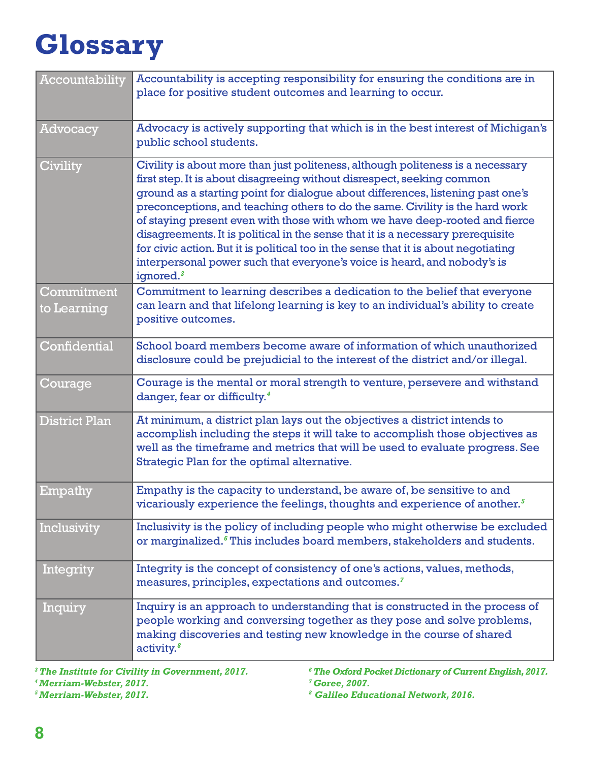# Glossary

| | |
|---|---|
| Accountability | Accountability is accepting responsibility for ensuring the conditions are in place for positive student outcomes and learning to occur. |
| Advocacy | Advocacy is actively supporting that which is in the best interest of Michigan's public school students. |
| Civility | Civility is about more than just politeness, although politeness is a necessary first step. It is about disagreeing without disrespect, seeking common ground as a starting point for dialogue about differences, listening past one's preconceptions, and teaching others to do the same. Civility is the hard work of staying present even with those with whom we have deep-rooted and fierce disagreements. It is political in the sense that it is a necessary prerequisite for civic action. But it is political too in the sense that it is about negotiating interpersonal power such that everyone's voice is heard, and nobody's is ignored.[3] |
| Commitment to Learning | Commitment to learning describes a dedication to the belief that everyone can learn and that lifelong learning is key to an individual's ability to create positive outcomes. |
| Confidential | School board members become aware of information of which unauthorized disclosure could be prejudicial to the interest of the district and/or illegal. |
| Courage | Courage is the mental or moral strength to venture, persevere and withstand danger, fear or difficulty.[4] |
| District Plan | At minimum, a district plan lays out the objectives a district intends to accomplish including the steps it will take to accomplish those objectives as well as the timeframe and metrics that will be used to evaluate progress. See Strategic Plan for the optimal alternative. |
| Empathy | Empathy is the capacity to understand, be aware of, be sensitive to and vicariously experience the feelings, thoughts and experience of another.[5] |
| Inclusivity | Inclusivity is the policy of including people who might otherwise be excluded or marginalized.[6] This includes board members, stakeholders and students. |
| Integrity | Integrity is the concept of consistency of one's actions, values, methods, measures, principles, expectations and outcomes.[7] |
| Inquiry | Inquiry is an approach to understanding that is constructed in the process of people working and conversing together as they pose and solve problems, making discoveries and testing new knowledge in the course of shared activity.[8] |

*[3] The Institute for Civility in Government, 2017.*
*[4] Merriam-Webster, 2017.*
*[5] Merriam-Webster, 2017.*
*[6] The Oxford Pocket Dictionary of Current English, 2017.*
*[7] Goree, 2007.*
*[8] Galileo Educational Network, 2016.*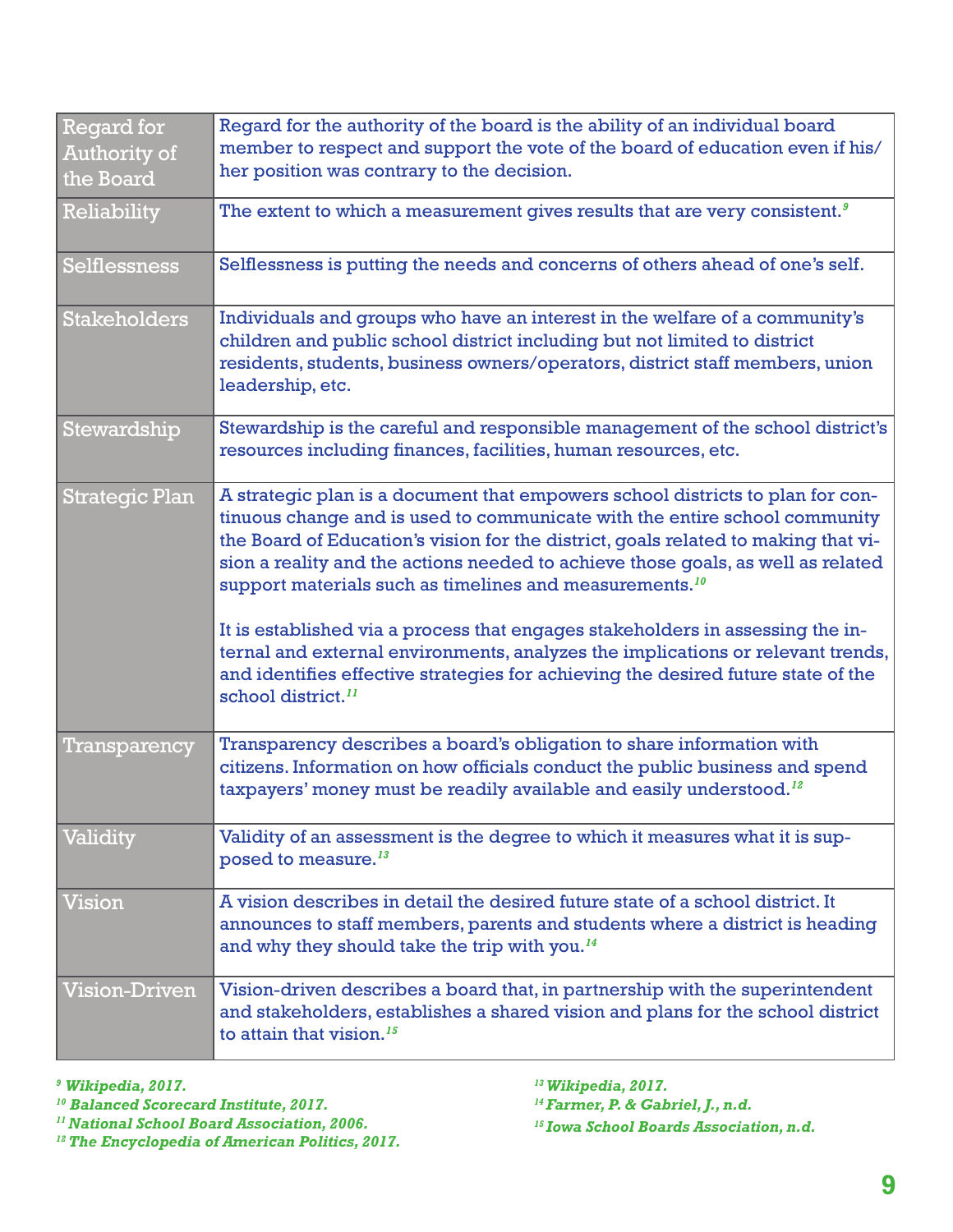| Term | Definition |
|---|---|
| Regard for Authority of the Board | Regard for the authority of the board is the ability of an individual board member to respect and support the vote of the board of education even if his/her position was contrary to the decision. |
| Reliability | The extent to which a measurement gives results that are very consistent.[9] |
| Selflessness | Selflessness is putting the needs and concerns of others ahead of one's self. |
| Stakeholders | Individuals and groups who have an interest in the welfare of a community's children and public school district including but not limited to district residents, students, business owners/operators, district staff members, union leadership, etc. |
| Stewardship | Stewardship is the careful and responsible management of the school district's resources including finances, facilities, human resources, etc. |
| Strategic Plan | A strategic plan is a document that empowers school districts to plan for continuous change and is used to communicate with the entire school community the Board of Education's vision for the district, goals related to making that vision a reality and the actions needed to achieve those goals, as well as related support materials such as timelines and measurements.[10]<br><br>It is established via a process that engages stakeholders in assessing the internal and external environments, analyzes the implications or relevant trends, and identifies effective strategies for achieving the desired future state of the school district.[11] |
| Transparency | Transparency describes a board's obligation to share information with citizens. Information on how officials conduct the public business and spend taxpayers' money must be readily available and easily understood.[12] |
| Validity | Validity of an assessment is the degree to which it measures what it is supposed to measure.[13] |
| Vision | A vision describes in detail the desired future state of a school district. It announces to staff members, parents and students where a district is heading and why they should take the trip with you.[14] |
| Vision-Driven | Vision-driven describes a board that, in partnership with the superintendent and stakeholders, establishes a shared vision and plans for the school district to attain that vision.[15] |

*[9] Wikipedia, 2017.*
*[10] Balanced Scorecard Institute, 2017.*
*[11] National School Board Association, 2006.*
*[12] The Encyclopedia of American Politics, 2017.*
*[13] Wikipedia, 2017.*
*[14] Farmer, P. & Gabriel, J., n.d.*
*[15] Iowa School Boards Association, n.d.*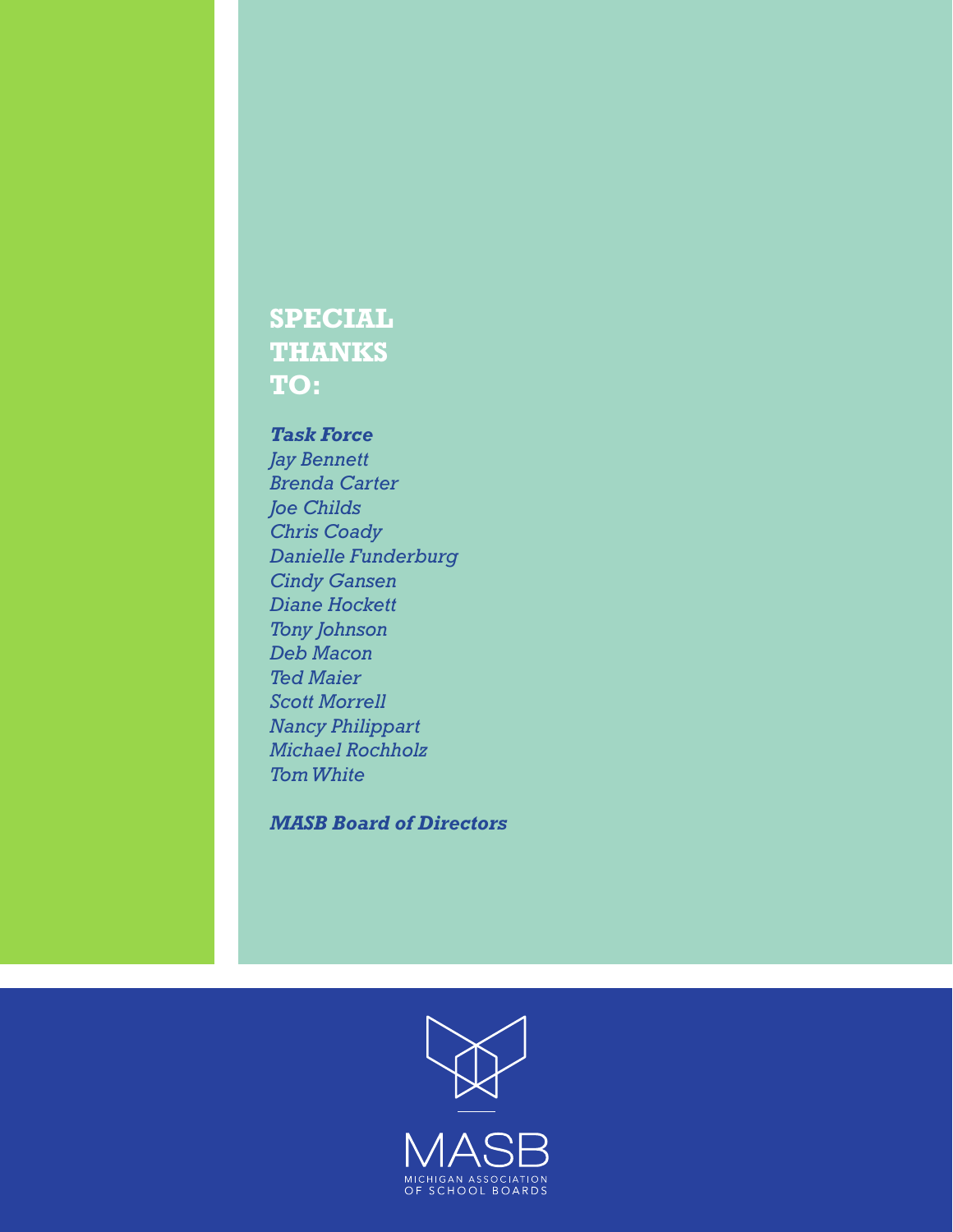# SPECIAL THANKS TO:

***Task Force***

*Jay Bennett*
*Brenda Carter*
*Joe Childs*
*Chris Coady*
*Danielle Funderburg*
*Cindy Gansen*
*Diane Hockett*
*Tony Johnson*
*Deb Macon*
*Ted Maier*
*Scott Morrell*
*Nancy Philippart*
*Michael Rochholz*
*Tom White*

***MASB Board of Directors***

MASB
MICHIGAN ASSOCIATION OF SCHOOL BOARDS